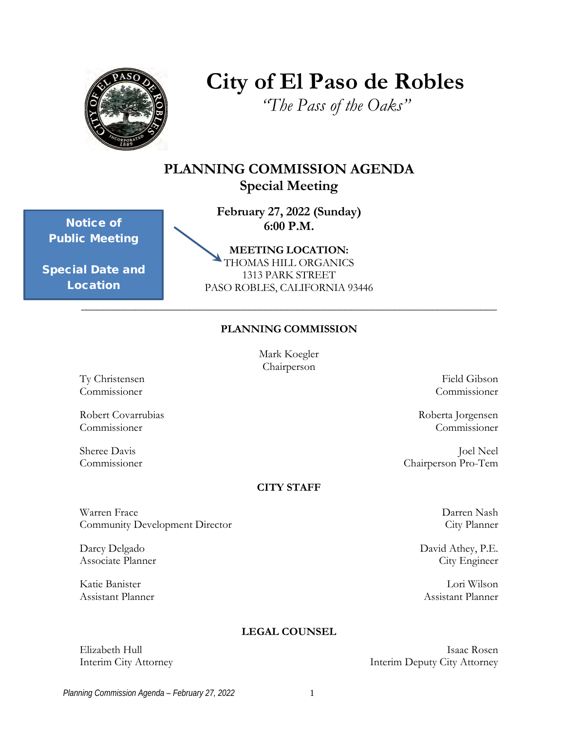# City of El Paso de Robles

*"The Pass of the Oaks"*

## PLANNING COMMISSION AGENDA
## Special Meeting

**Notice of Public Meeting**

**Special Date and Location**

**February 27, 2022 (Sunday)**
**6:00 P.M.**

**MEETING LOCATION:**
THOMAS HILL ORGANICS
1313 PARK STREET
PASO ROBLES, CALIFORNIA 93446

---

### PLANNING COMMISSION

Mark Koegler
Chairperson

Ty Christensen
Commissioner

Field Gibson
Commissioner

Robert Covarrubias
Commissioner

Roberta Jorgensen
Commissioner

Sheree Davis
Commissioner

Joel Neel
Chairperson Pro-Tem

### CITY STAFF

Warren Frace
Community Development Director

Darren Nash
City Planner

Darcy Delgado
Associate Planner

David Athey, P.E.
City Engineer

Katie Banister
Assistant Planner

Lori Wilson
Assistant Planner

### LEGAL COUNSEL

Elizabeth Hull
Interim City Attorney

Isaac Rosen
Interim Deputy City Attorney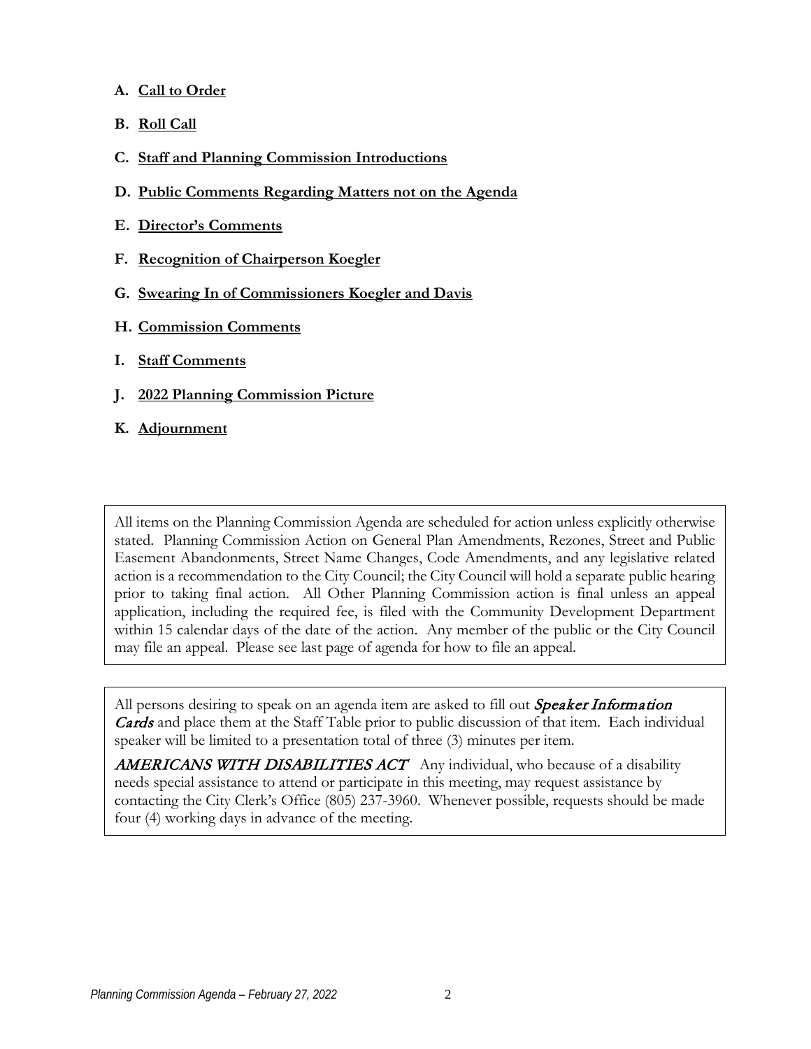**A. Call to Order**

**B. Roll Call**

**C. Staff and Planning Commission Introductions**

**D. Public Comments Regarding Matters not on the Agenda**

**E. Director's Comments**

**F. Recognition of Chairperson Koegler**

**G. Swearing In of Commissioners Koegler and Davis**

**H. Commission Comments**

**I. Staff Comments**

**J. 2022 Planning Commission Picture**

**K. Adjournment**

All items on the Planning Commission Agenda are scheduled for action unless explicitly otherwise stated. Planning Commission Action on General Plan Amendments, Rezones, Street and Public Easement Abandonments, Street Name Changes, Code Amendments, and any legislative related action is a recommendation to the City Council; the City Council will hold a separate public hearing prior to taking final action. All Other Planning Commission action is final unless an appeal application, including the required fee, is filed with the Community Development Department within 15 calendar days of the date of the action. Any member of the public or the City Council may file an appeal. Please see last page of agenda for how to file an appeal.

All persons desiring to speak on an agenda item are asked to fill out *Speaker Information Cards* and place them at the Staff Table prior to public discussion of that item. Each individual speaker will be limited to a presentation total of three (3) minutes per item.

*AMERICANS WITH DISABILITIES ACT* Any individual, who because of a disability needs special assistance to attend or participate in this meeting, may request assistance by contacting the City Clerk's Office (805) 237-3960. Whenever possible, requests should be made four (4) working days in advance of the meeting.